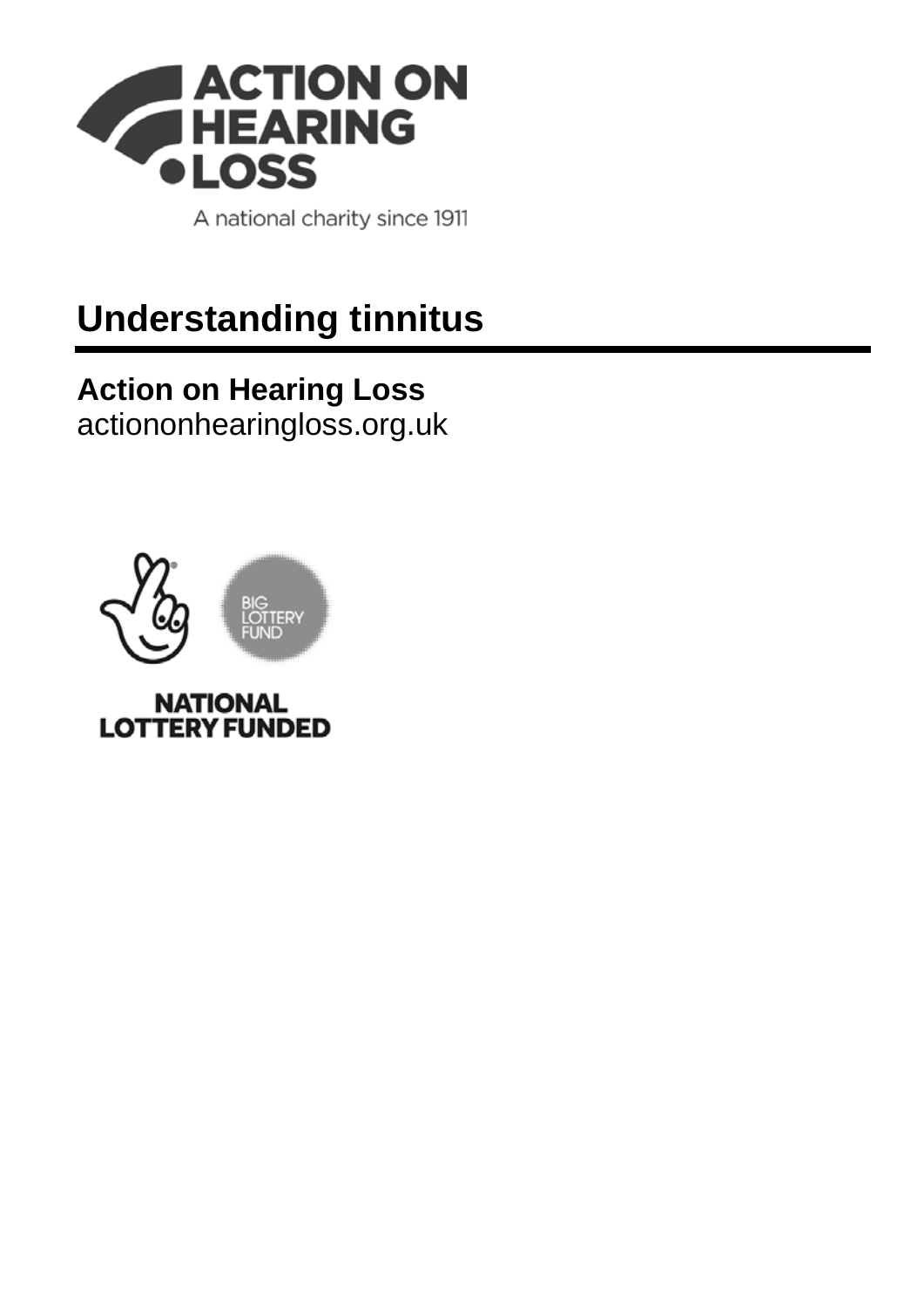ACTION ON HEARING LOSS

A national charity since 1911

# Understanding tinnitus

**Action on Hearing Loss**
actiononhearingloss.org.uk

BIG LOTTERY FUND

NATIONAL LOTTERY FUNDED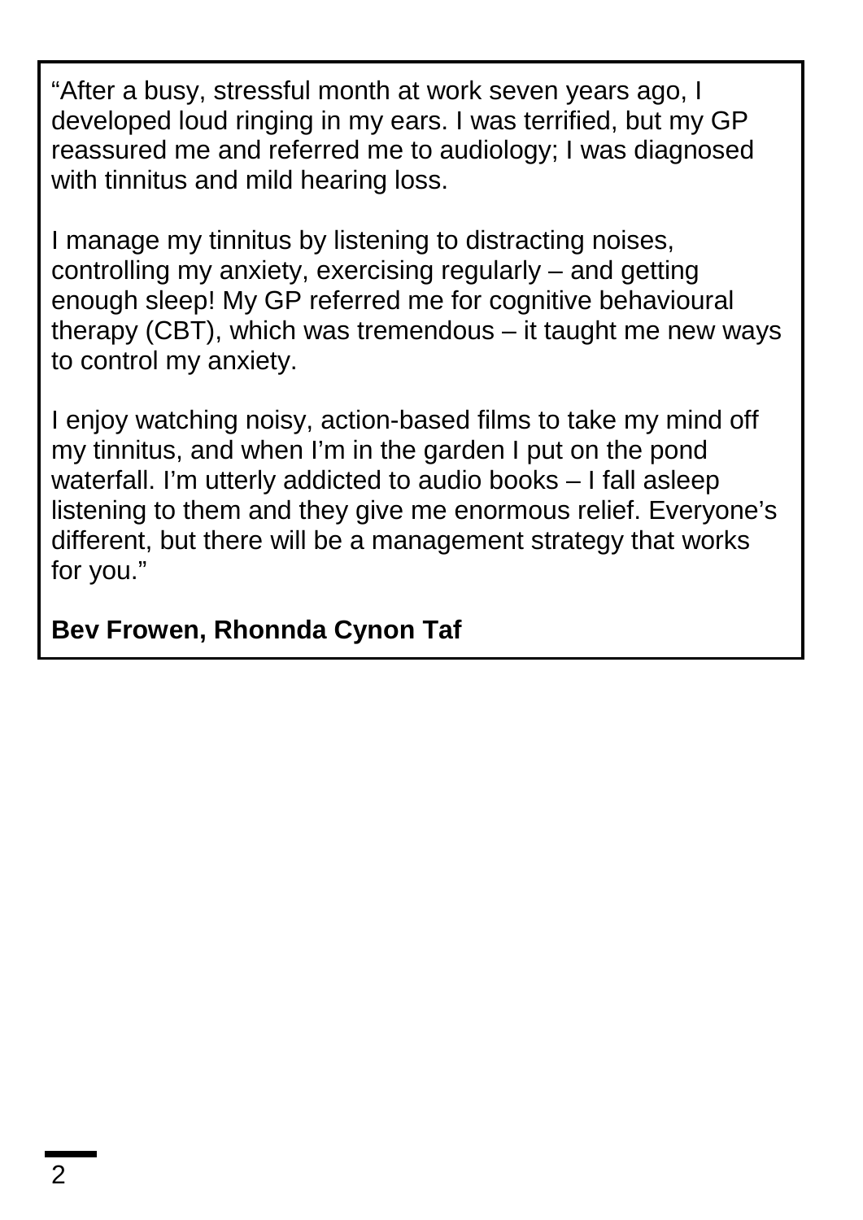"After a busy, stressful month at work seven years ago, I developed loud ringing in my ears. I was terrified, but my GP reassured me and referred me to audiology; I was diagnosed with tinnitus and mild hearing loss.

I manage my tinnitus by listening to distracting noises, controlling my anxiety, exercising regularly – and getting enough sleep! My GP referred me for cognitive behavioural therapy (CBT), which was tremendous – it taught me new ways to control my anxiety.

I enjoy watching noisy, action-based films to take my mind off my tinnitus, and when I'm in the garden I put on the pond waterfall. I'm utterly addicted to audio books – I fall asleep listening to them and they give me enormous relief. Everyone's different, but there will be a management strategy that works for you."

**Bev Frowen, Rhonnda Cynon Taf**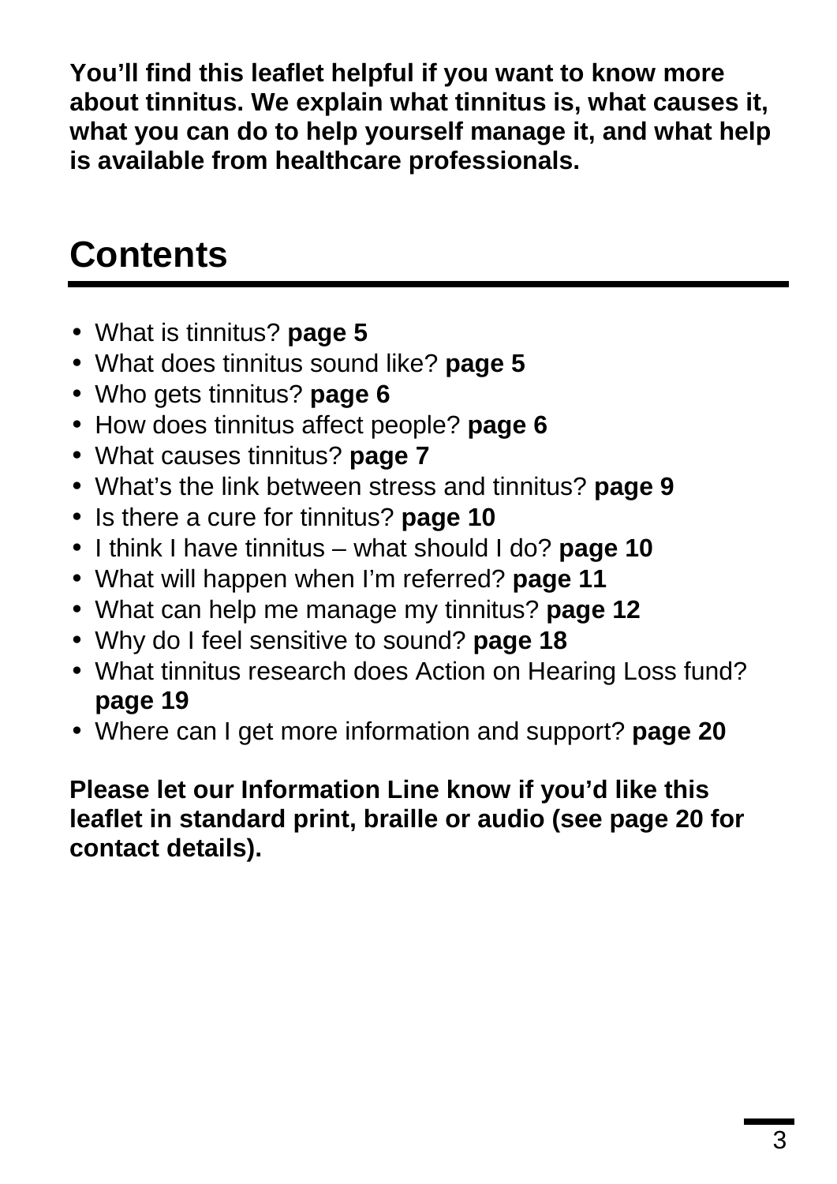**You’ll find this leaflet helpful if you want to know more about tinnitus. We explain what tinnitus is, what causes it, what you can do to help yourself manage it, and what help is available from healthcare professionals.**

# Contents

- What is tinnitus? **page 5**
- What does tinnitus sound like? **page 5**
- Who gets tinnitus? **page 6**
- How does tinnitus affect people? **page 6**
- What causes tinnitus? **page 7**
- What’s the link between stress and tinnitus? **page 9**
- Is there a cure for tinnitus? **page 10**
- I think I have tinnitus – what should I do? **page 10**
- What will happen when I’m referred? **page 11**
- What can help me manage my tinnitus? **page 12**
- Why do I feel sensitive to sound? **page 18**
- What tinnitus research does Action on Hearing Loss fund? **page 19**
- Where can I get more information and support? **page 20**

**Please let our Information Line know if you’d like this leaflet in standard print, braille or audio (see page 20 for contact details).**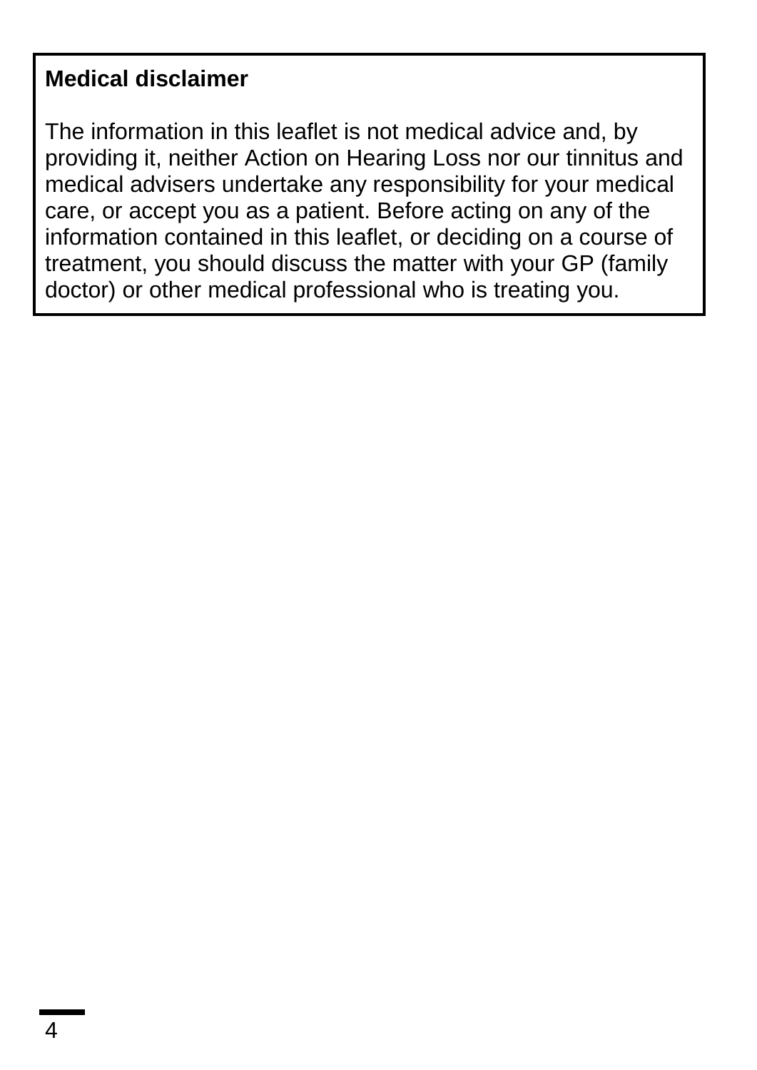**Medical disclaimer**

The information in this leaflet is not medical advice and, by providing it, neither Action on Hearing Loss nor our tinnitus and medical advisers undertake any responsibility for your medical care, or accept you as a patient. Before acting on any of the information contained in this leaflet, or deciding on a course of treatment, you should discuss the matter with your GP (family doctor) or other medical professional who is treating you.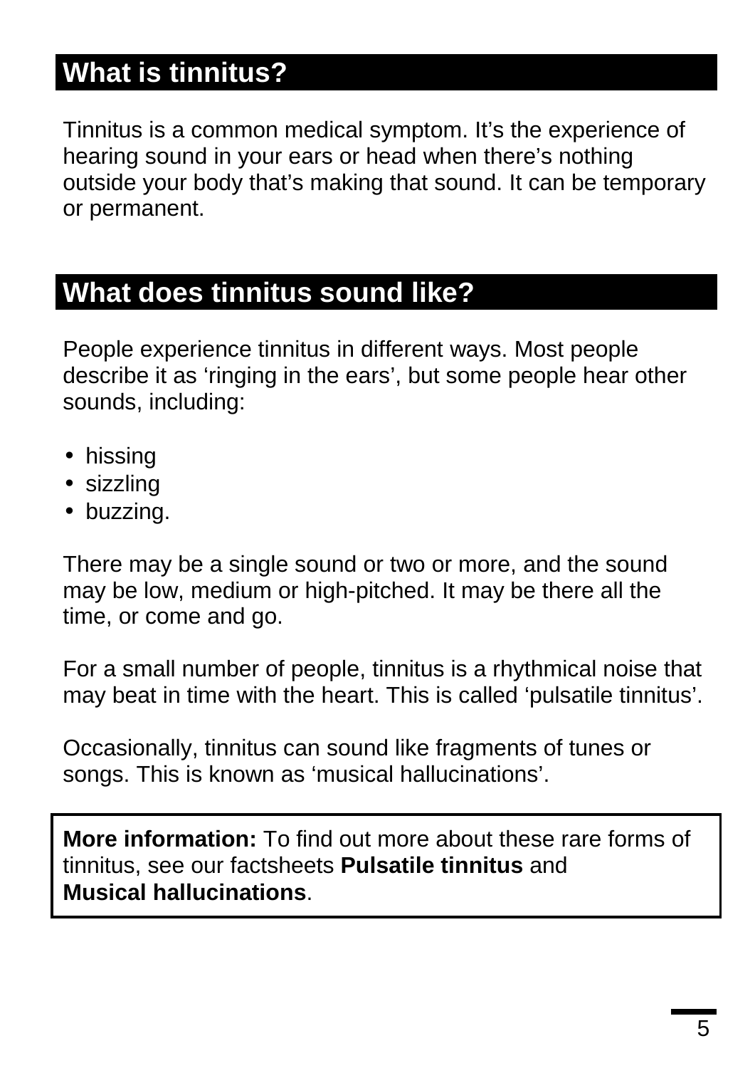## What is tinnitus?

Tinnitus is a common medical symptom. It's the experience of hearing sound in your ears or head when there's nothing outside your body that's making that sound. It can be temporary or permanent.

## What does tinnitus sound like?

People experience tinnitus in different ways. Most people describe it as 'ringing in the ears', but some people hear other sounds, including:

- hissing
- sizzling
- buzzing.

There may be a single sound or two or more, and the sound may be low, medium or high-pitched. It may be there all the time, or come and go.

For a small number of people, tinnitus is a rhythmical noise that may beat in time with the heart. This is called 'pulsatile tinnitus'.

Occasionally, tinnitus can sound like fragments of tunes or songs. This is known as 'musical hallucinations'.

**More information:** To find out more about these rare forms of tinnitus, see our factsheets **Pulsatile tinnitus** and **Musical hallucinations**.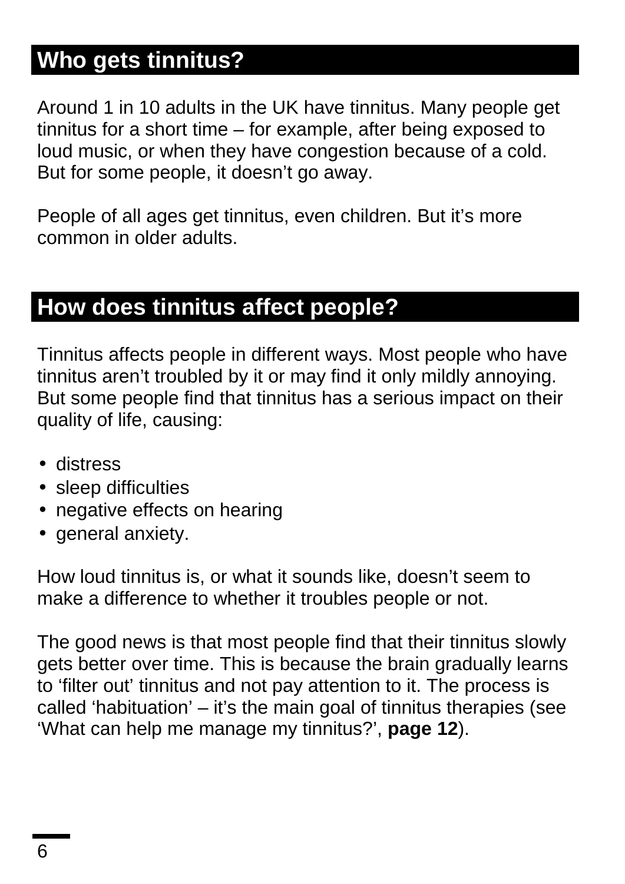## Who gets tinnitus?

Around 1 in 10 adults in the UK have tinnitus. Many people get tinnitus for a short time – for example, after being exposed to loud music, or when they have congestion because of a cold. But for some people, it doesn't go away.

People of all ages get tinnitus, even children. But it's more common in older adults.

## How does tinnitus affect people?

Tinnitus affects people in different ways. Most people who have tinnitus aren't troubled by it or may find it only mildly annoying. But some people find that tinnitus has a serious impact on their quality of life, causing:

- distress
- sleep difficulties
- negative effects on hearing
- general anxiety.

How loud tinnitus is, or what it sounds like, doesn't seem to make a difference to whether it troubles people or not.

The good news is that most people find that their tinnitus slowly gets better over time. This is because the brain gradually learns to 'filter out' tinnitus and not pay attention to it. The process is called 'habituation' – it's the main goal of tinnitus therapies (see 'What can help me manage my tinnitus?', **page 12**).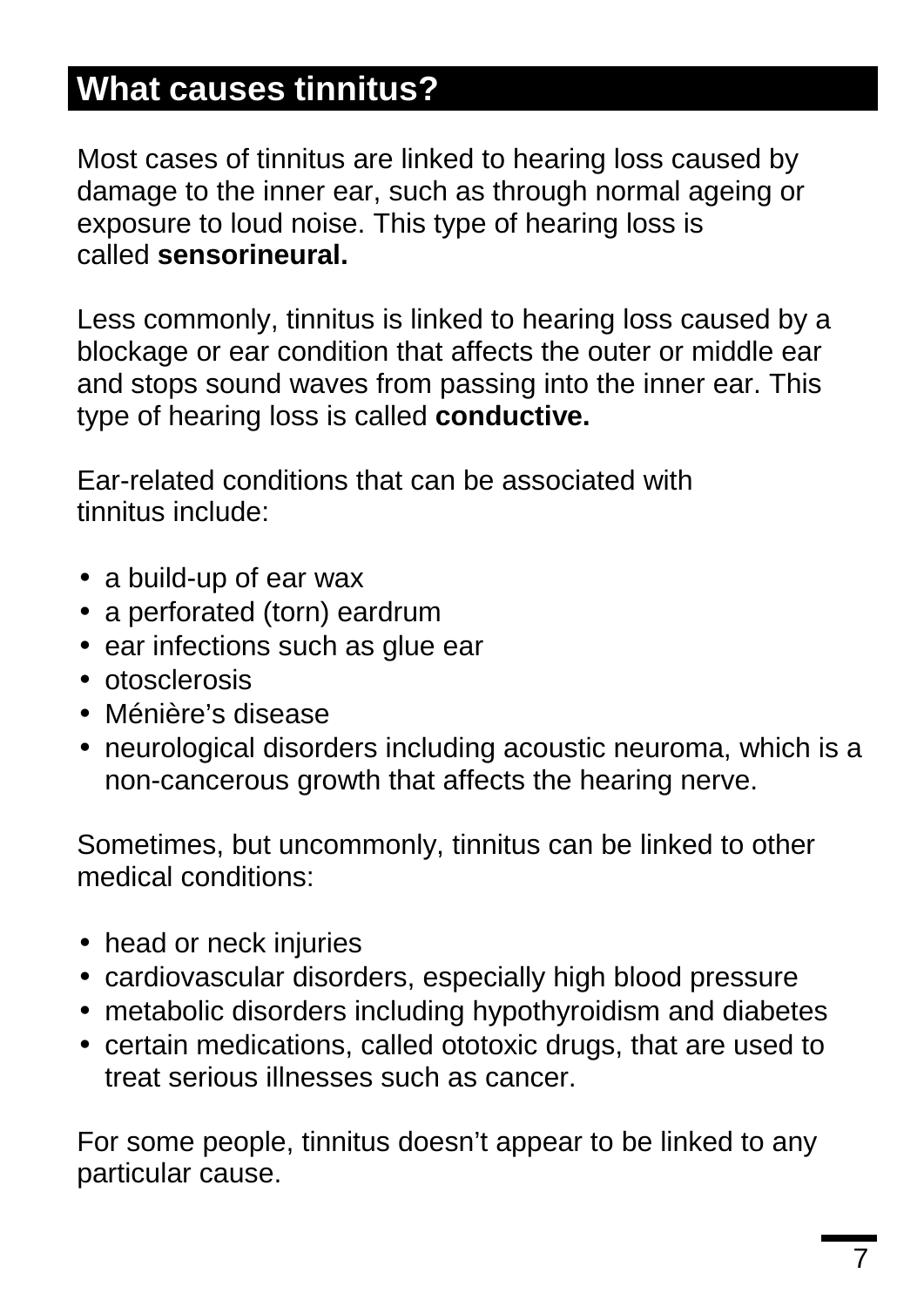## What causes tinnitus?

Most cases of tinnitus are linked to hearing loss caused by damage to the inner ear, such as through normal ageing or exposure to loud noise. This type of hearing loss is called **sensorineural.**

Less commonly, tinnitus is linked to hearing loss caused by a blockage or ear condition that affects the outer or middle ear and stops sound waves from passing into the inner ear. This type of hearing loss is called **conductive.**

Ear-related conditions that can be associated with tinnitus include:

- a build-up of ear wax
- a perforated (torn) eardrum
- ear infections such as glue ear
- otosclerosis
- Ménière's disease
- neurological disorders including acoustic neuroma, which is a non-cancerous growth that affects the hearing nerve.

Sometimes, but uncommonly, tinnitus can be linked to other medical conditions:

- head or neck injuries
- cardiovascular disorders, especially high blood pressure
- metabolic disorders including hypothyroidism and diabetes
- certain medications, called ototoxic drugs, that are used to treat serious illnesses such as cancer.

For some people, tinnitus doesn't appear to be linked to any particular cause.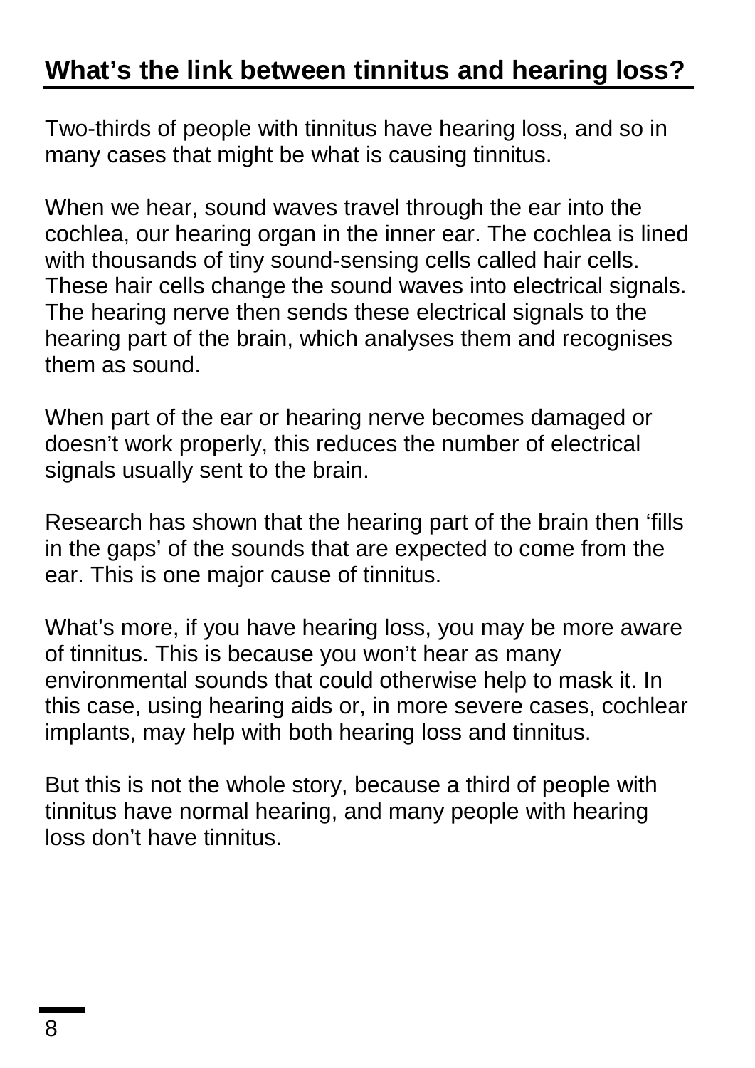## What's the link between tinnitus and hearing loss?

Two-thirds of people with tinnitus have hearing loss, and so in many cases that might be what is causing tinnitus.

When we hear, sound waves travel through the ear into the cochlea, our hearing organ in the inner ear. The cochlea is lined with thousands of tiny sound-sensing cells called hair cells. These hair cells change the sound waves into electrical signals. The hearing nerve then sends these electrical signals to the hearing part of the brain, which analyses them and recognises them as sound.

When part of the ear or hearing nerve becomes damaged or doesn't work properly, this reduces the number of electrical signals usually sent to the brain.

Research has shown that the hearing part of the brain then 'fills in the gaps' of the sounds that are expected to come from the ear. This is one major cause of tinnitus.

What's more, if you have hearing loss, you may be more aware of tinnitus. This is because you won't hear as many environmental sounds that could otherwise help to mask it. In this case, using hearing aids or, in more severe cases, cochlear implants, may help with both hearing loss and tinnitus.

But this is not the whole story, because a third of people with tinnitus have normal hearing, and many people with hearing loss don't have tinnitus.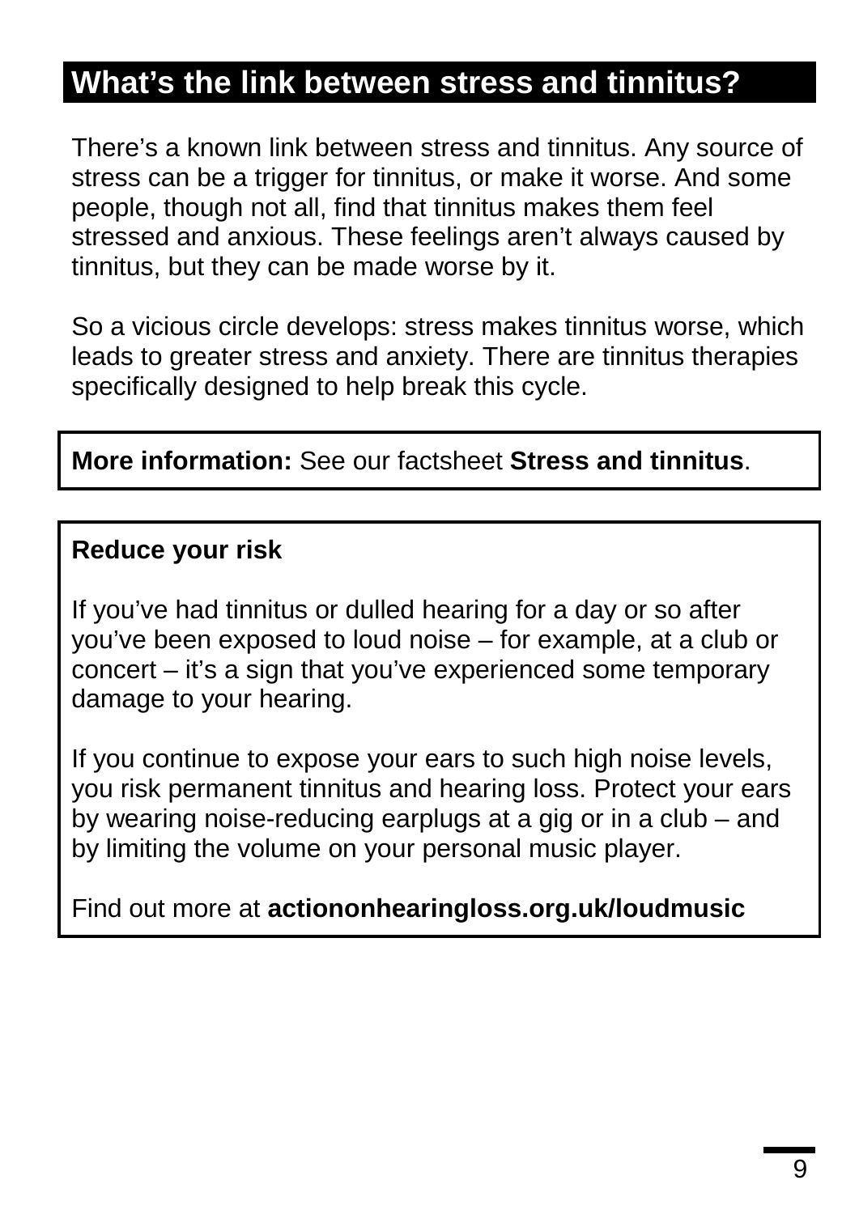## What's the link between stress and tinnitus?

There's a known link between stress and tinnitus. Any source of stress can be a trigger for tinnitus, or make it worse. And some people, though not all, find that tinnitus makes them feel stressed and anxious. These feelings aren't always caused by tinnitus, but they can be made worse by it.

So a vicious circle develops: stress makes tinnitus worse, which leads to greater stress and anxiety. There are tinnitus therapies specifically designed to help break this cycle.

**More information:** See our factsheet **Stress and tinnitus**.

**Reduce your risk**

If you've had tinnitus or dulled hearing for a day or so after you've been exposed to loud noise – for example, at a club or concert – it's a sign that you've experienced some temporary damage to your hearing.

If you continue to expose your ears to such high noise levels, you risk permanent tinnitus and hearing loss. Protect your ears by wearing noise-reducing earplugs at a gig or in a club – and by limiting the volume on your personal music player.

Find out more at **actiononhearingloss.org.uk/loudmusic**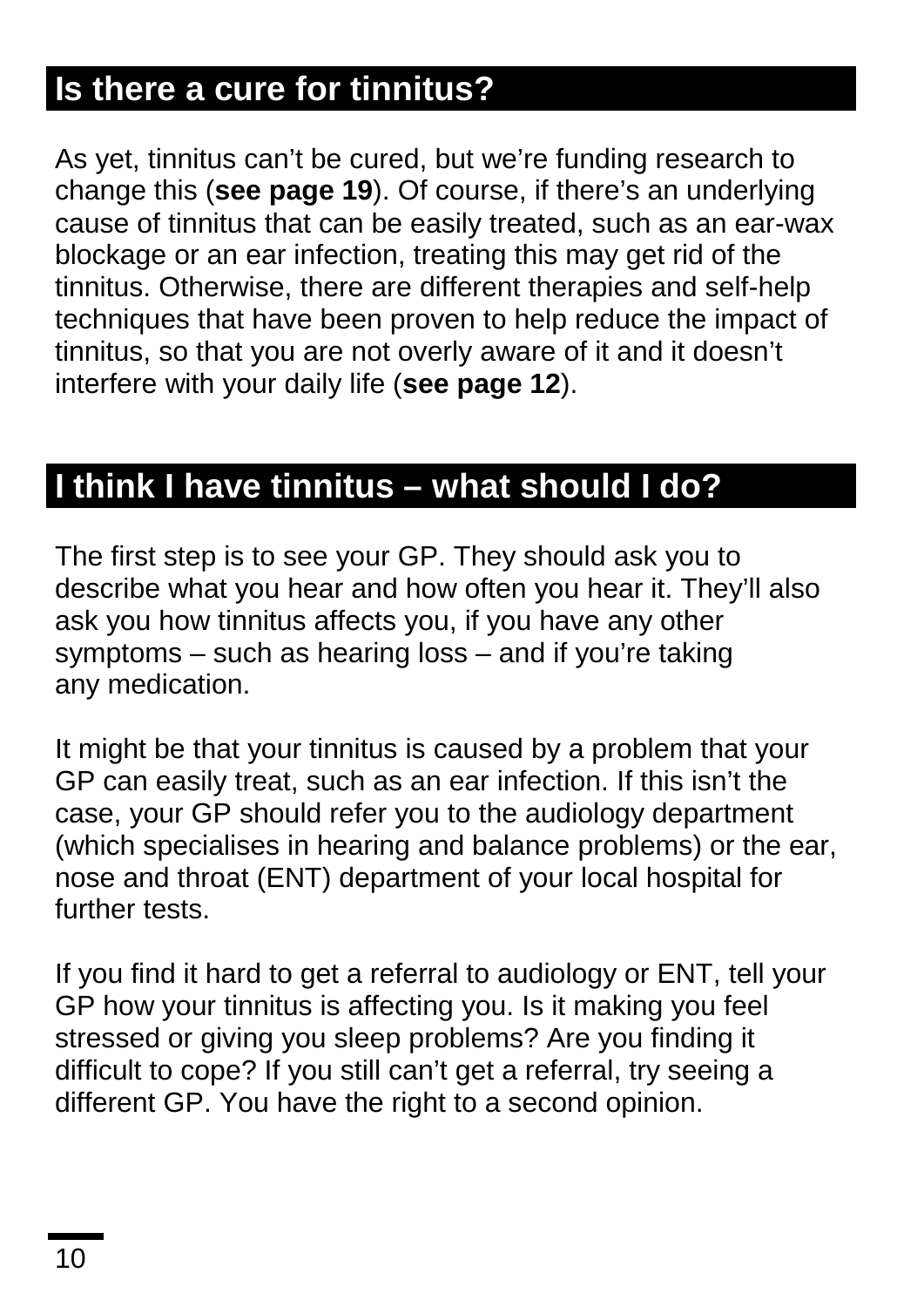## Is there a cure for tinnitus?

As yet, tinnitus can't be cured, but we're funding research to change this (**see page 19**). Of course, if there's an underlying cause of tinnitus that can be easily treated, such as an ear-wax blockage or an ear infection, treating this may get rid of the tinnitus. Otherwise, there are different therapies and self-help techniques that have been proven to help reduce the impact of tinnitus, so that you are not overly aware of it and it doesn't interfere with your daily life (**see page 12**).

## I think I have tinnitus – what should I do?

The first step is to see your GP. They should ask you to describe what you hear and how often you hear it. They'll also ask you how tinnitus affects you, if you have any other symptoms – such as hearing loss – and if you're taking any medication.

It might be that your tinnitus is caused by a problem that your GP can easily treat, such as an ear infection. If this isn't the case, your GP should refer you to the audiology department (which specialises in hearing and balance problems) or the ear, nose and throat (ENT) department of your local hospital for further tests.

If you find it hard to get a referral to audiology or ENT, tell your GP how your tinnitus is affecting you. Is it making you feel stressed or giving you sleep problems? Are you finding it difficult to cope? If you still can't get a referral, try seeing a different GP. You have the right to a second opinion.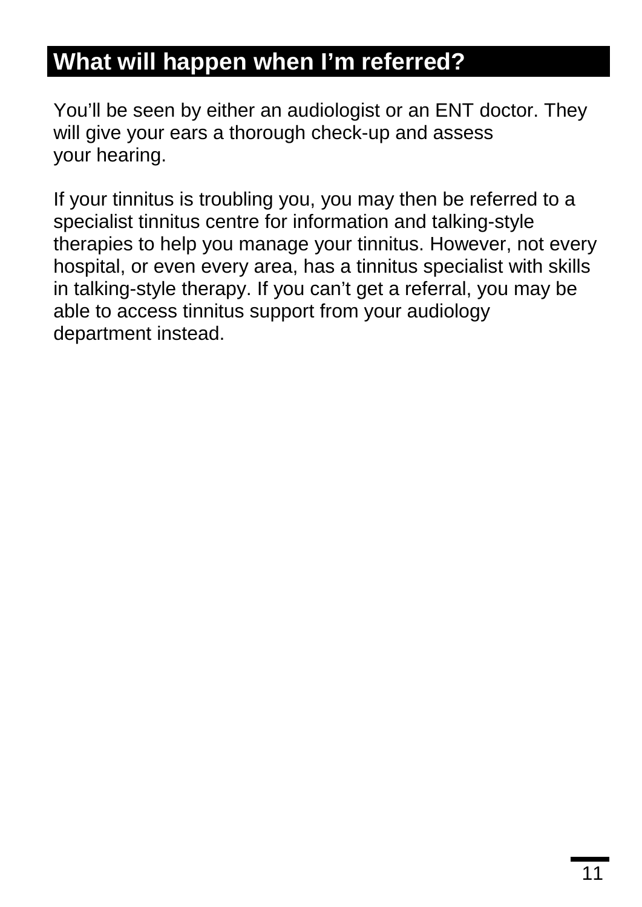## What will happen when I'm referred?

You'll be seen by either an audiologist or an ENT doctor. They will give your ears a thorough check-up and assess your hearing.

If your tinnitus is troubling you, you may then be referred to a specialist tinnitus centre for information and talking-style therapies to help you manage your tinnitus. However, not every hospital, or even every area, has a tinnitus specialist with skills in talking-style therapy. If you can't get a referral, you may be able to access tinnitus support from your audiology department instead.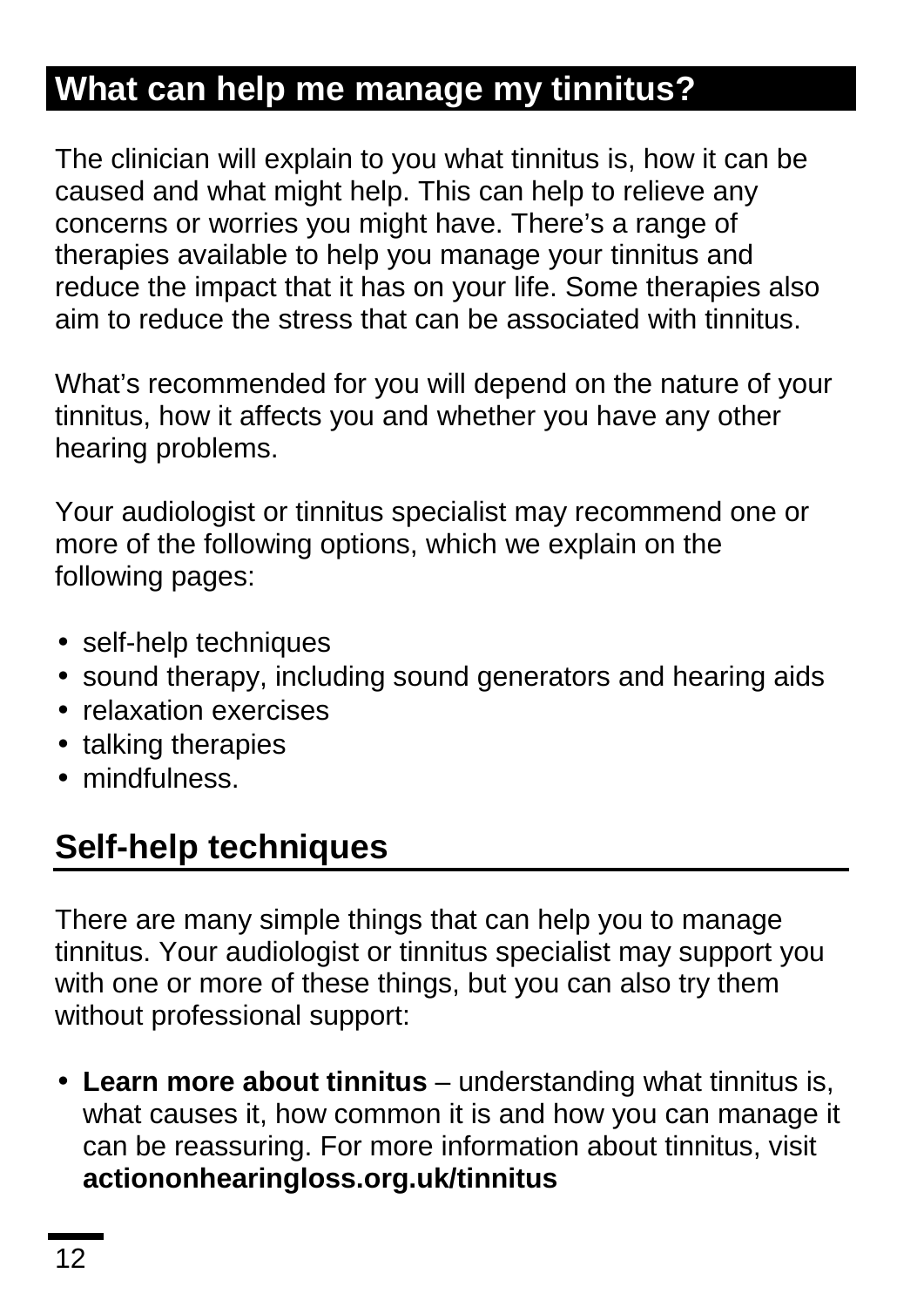## What can help me manage my tinnitus?

The clinician will explain to you what tinnitus is, how it can be caused and what might help. This can help to relieve any concerns or worries you might have. There's a range of therapies available to help you manage your tinnitus and reduce the impact that it has on your life. Some therapies also aim to reduce the stress that can be associated with tinnitus.

What's recommended for you will depend on the nature of your tinnitus, how it affects you and whether you have any other hearing problems.

Your audiologist or tinnitus specialist may recommend one or more of the following options, which we explain on the following pages:

- self-help techniques
- sound therapy, including sound generators and hearing aids
- relaxation exercises
- talking therapies
- mindfulness.

### Self-help techniques

There are many simple things that can help you to manage tinnitus. Your audiologist or tinnitus specialist may support you with one or more of these things, but you can also try them without professional support:

- **Learn more about tinnitus** – understanding what tinnitus is, what causes it, how common it is and how you can manage it can be reassuring. For more information about tinnitus, visit **actiononhearingloss.org.uk/tinnitus**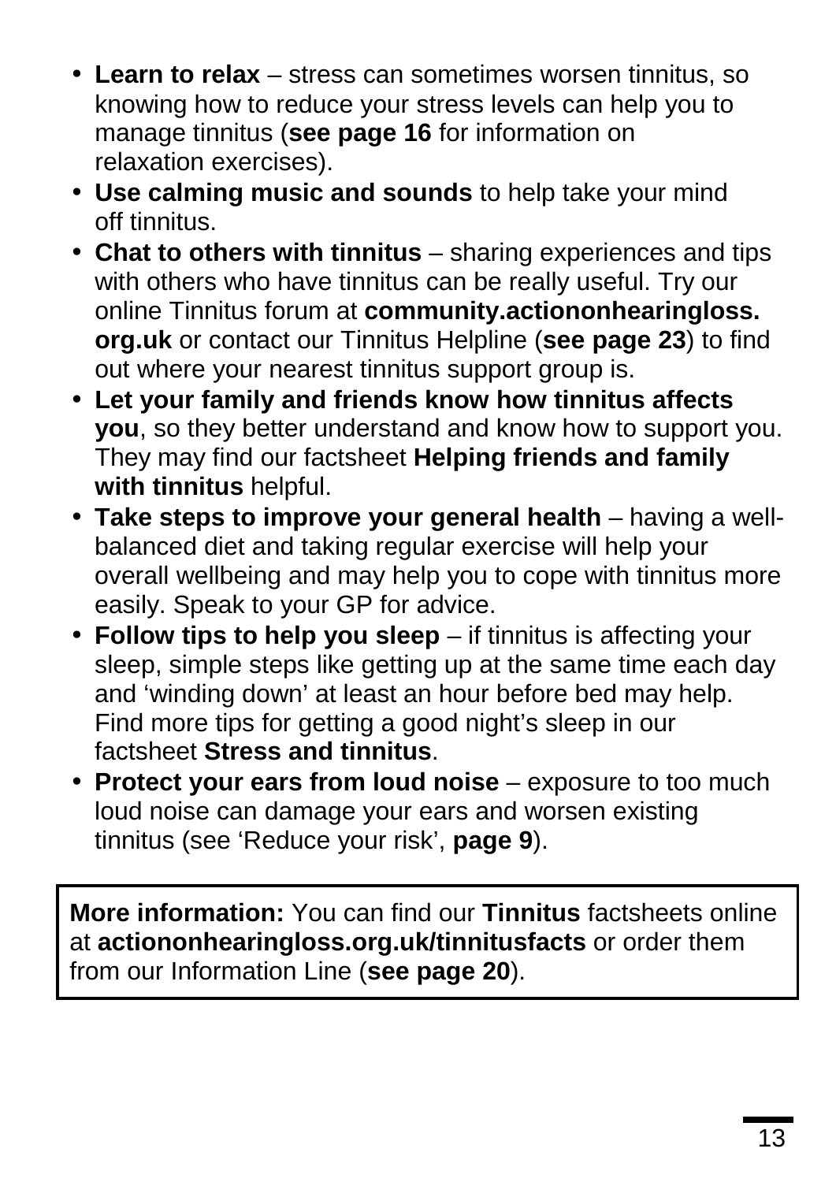- **Learn to relax** – stress can sometimes worsen tinnitus, so knowing how to reduce your stress levels can help you to manage tinnitus (**see page 16** for information on relaxation exercises).
- **Use calming music and sounds** to help take your mind off tinnitus.
- **Chat to others with tinnitus** – sharing experiences and tips with others who have tinnitus can be really useful. Try our online Tinnitus forum at **community.actiononhearingloss.org.uk** or contact our Tinnitus Helpline (**see page 23**) to find out where your nearest tinnitus support group is.
- **Let your family and friends know how tinnitus affects you**, so they better understand and know how to support you. They may find our factsheet **Helping friends and family with tinnitus** helpful.
- **Take steps to improve your general health** – having a well-balanced diet and taking regular exercise will help your overall wellbeing and may help you to cope with tinnitus more easily. Speak to your GP for advice.
- **Follow tips to help you sleep** – if tinnitus is affecting your sleep, simple steps like getting up at the same time each day and 'winding down' at least an hour before bed may help. Find more tips for getting a good night's sleep in our factsheet **Stress and tinnitus**.
- **Protect your ears from loud noise** – exposure to too much loud noise can damage your ears and worsen existing tinnitus (see 'Reduce your risk', **page 9**).

**More information:** You can find our **Tinnitus** factsheets online at **actiononhearingloss.org.uk/tinnitusfacts** or order them from our Information Line (**see page 20**).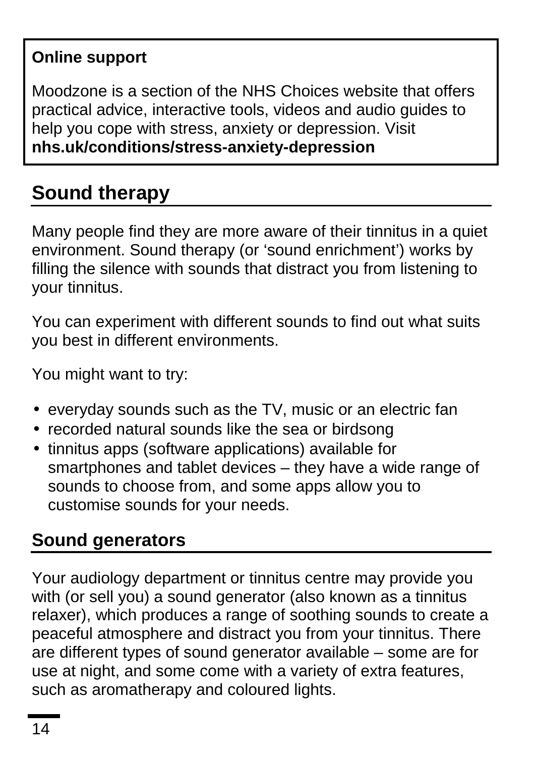**Online support**

Moodzone is a section of the NHS Choices website that offers practical advice, interactive tools, videos and audio guides to help you cope with stress, anxiety or depression. Visit **nhs.uk/conditions/stress-anxiety-depression**

## Sound therapy

Many people find they are more aware of their tinnitus in a quiet environment. Sound therapy (or 'sound enrichment') works by filling the silence with sounds that distract you from listening to your tinnitus.

You can experiment with different sounds to find out what suits you best in different environments.

You might want to try:

- everyday sounds such as the TV, music or an electric fan
- recorded natural sounds like the sea or birdsong
- tinnitus apps (software applications) available for smartphones and tablet devices – they have a wide range of sounds to choose from, and some apps allow you to customise sounds for your needs.

### Sound generators

Your audiology department or tinnitus centre may provide you with (or sell you) a sound generator (also known as a tinnitus relaxer), which produces a range of soothing sounds to create a peaceful atmosphere and distract you from your tinnitus. There are different types of sound generator available – some are for use at night, and some come with a variety of extra features, such as aromatherapy and coloured lights.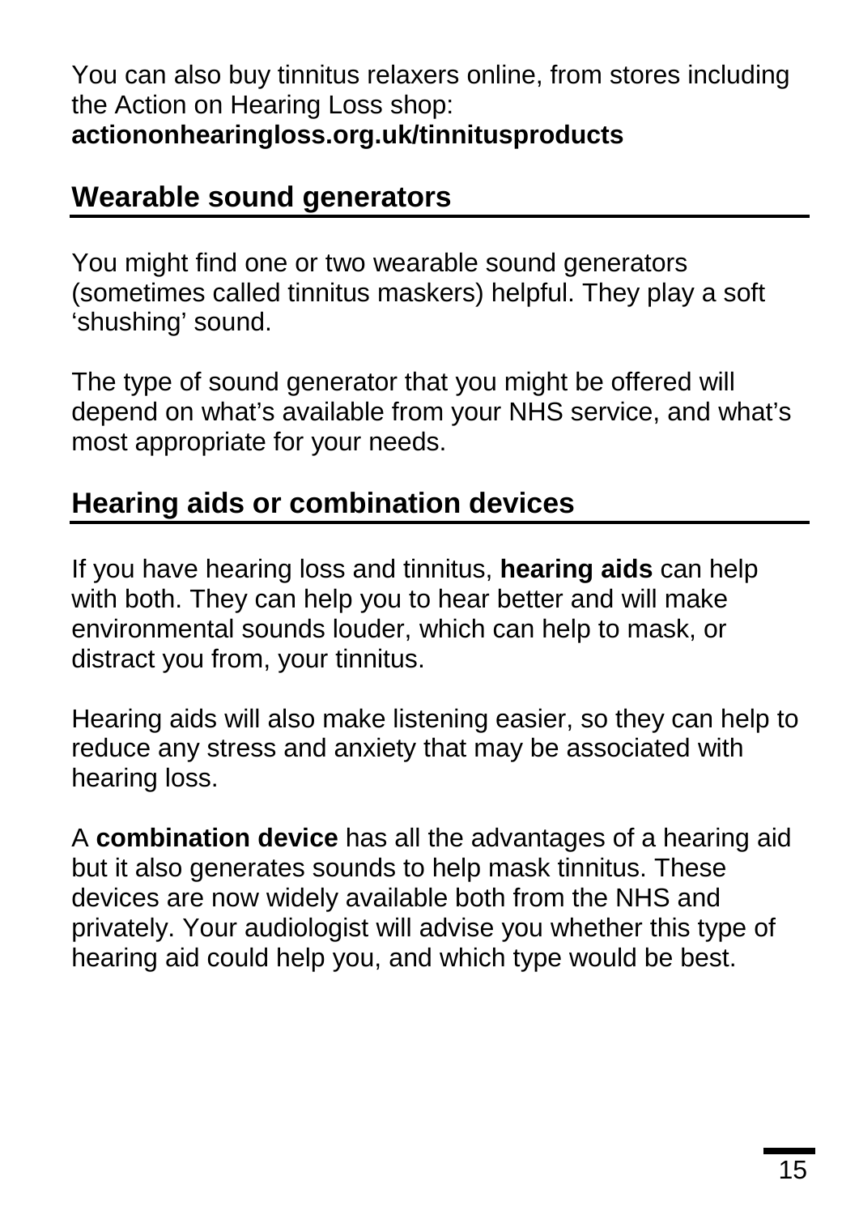You can also buy tinnitus relaxers online, from stores including the Action on Hearing Loss shop:
**actiononhearingloss.org.uk/tinnitusproducts**

## Wearable sound generators

You might find one or two wearable sound generators (sometimes called tinnitus maskers) helpful. They play a soft 'shushing' sound.

The type of sound generator that you might be offered will depend on what's available from your NHS service, and what's most appropriate for your needs.

## Hearing aids or combination devices

If you have hearing loss and tinnitus, **hearing aids** can help with both. They can help you to hear better and will make environmental sounds louder, which can help to mask, or distract you from, your tinnitus.

Hearing aids will also make listening easier, so they can help to reduce any stress and anxiety that may be associated with hearing loss.

A **combination device** has all the advantages of a hearing aid but it also generates sounds to help mask tinnitus. These devices are now widely available both from the NHS and privately. Your audiologist will advise you whether this type of hearing aid could help you, and which type would be best.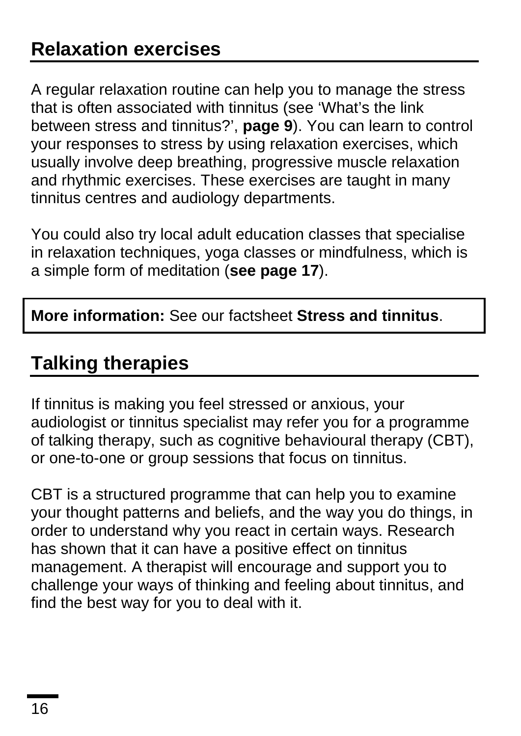## Relaxation exercises

A regular relaxation routine can help you to manage the stress that is often associated with tinnitus (see 'What's the link between stress and tinnitus?', **page 9**). You can learn to control your responses to stress by using relaxation exercises, which usually involve deep breathing, progressive muscle relaxation and rhythmic exercises. These exercises are taught in many tinnitus centres and audiology departments.

You could also try local adult education classes that specialise in relaxation techniques, yoga classes or mindfulness, which is a simple form of meditation (**see page 17**).

**More information:** See our factsheet **Stress and tinnitus**.

## Talking therapies

If tinnitus is making you feel stressed or anxious, your audiologist or tinnitus specialist may refer you for a programme of talking therapy, such as cognitive behavioural therapy (CBT), or one-to-one or group sessions that focus on tinnitus.

CBT is a structured programme that can help you to examine your thought patterns and beliefs, and the way you do things, in order to understand why you react in certain ways. Research has shown that it can have a positive effect on tinnitus management. A therapist will encourage and support you to challenge your ways of thinking and feeling about tinnitus, and find the best way for you to deal with it.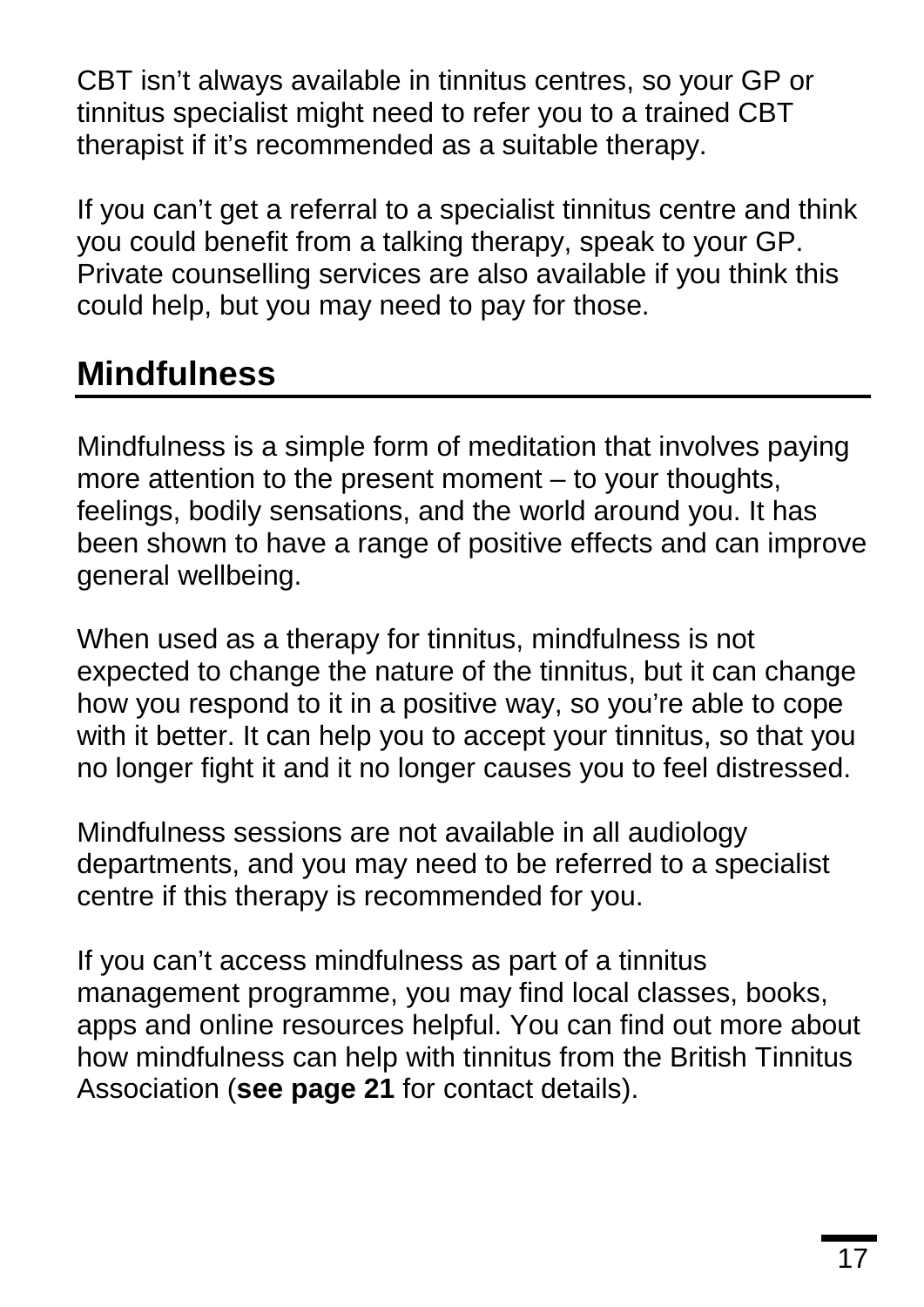CBT isn't always available in tinnitus centres, so your GP or tinnitus specialist might need to refer you to a trained CBT therapist if it's recommended as a suitable therapy.

If you can't get a referral to a specialist tinnitus centre and think you could benefit from a talking therapy, speak to your GP. Private counselling services are also available if you think this could help, but you may need to pay for those.

## Mindfulness

Mindfulness is a simple form of meditation that involves paying more attention to the present moment – to your thoughts, feelings, bodily sensations, and the world around you. It has been shown to have a range of positive effects and can improve general wellbeing.

When used as a therapy for tinnitus, mindfulness is not expected to change the nature of the tinnitus, but it can change how you respond to it in a positive way, so you're able to cope with it better. It can help you to accept your tinnitus, so that you no longer fight it and it no longer causes you to feel distressed.

Mindfulness sessions are not available in all audiology departments, and you may need to be referred to a specialist centre if this therapy is recommended for you.

If you can't access mindfulness as part of a tinnitus management programme, you may find local classes, books, apps and online resources helpful. You can find out more about how mindfulness can help with tinnitus from the British Tinnitus Association (**see page 21** for contact details).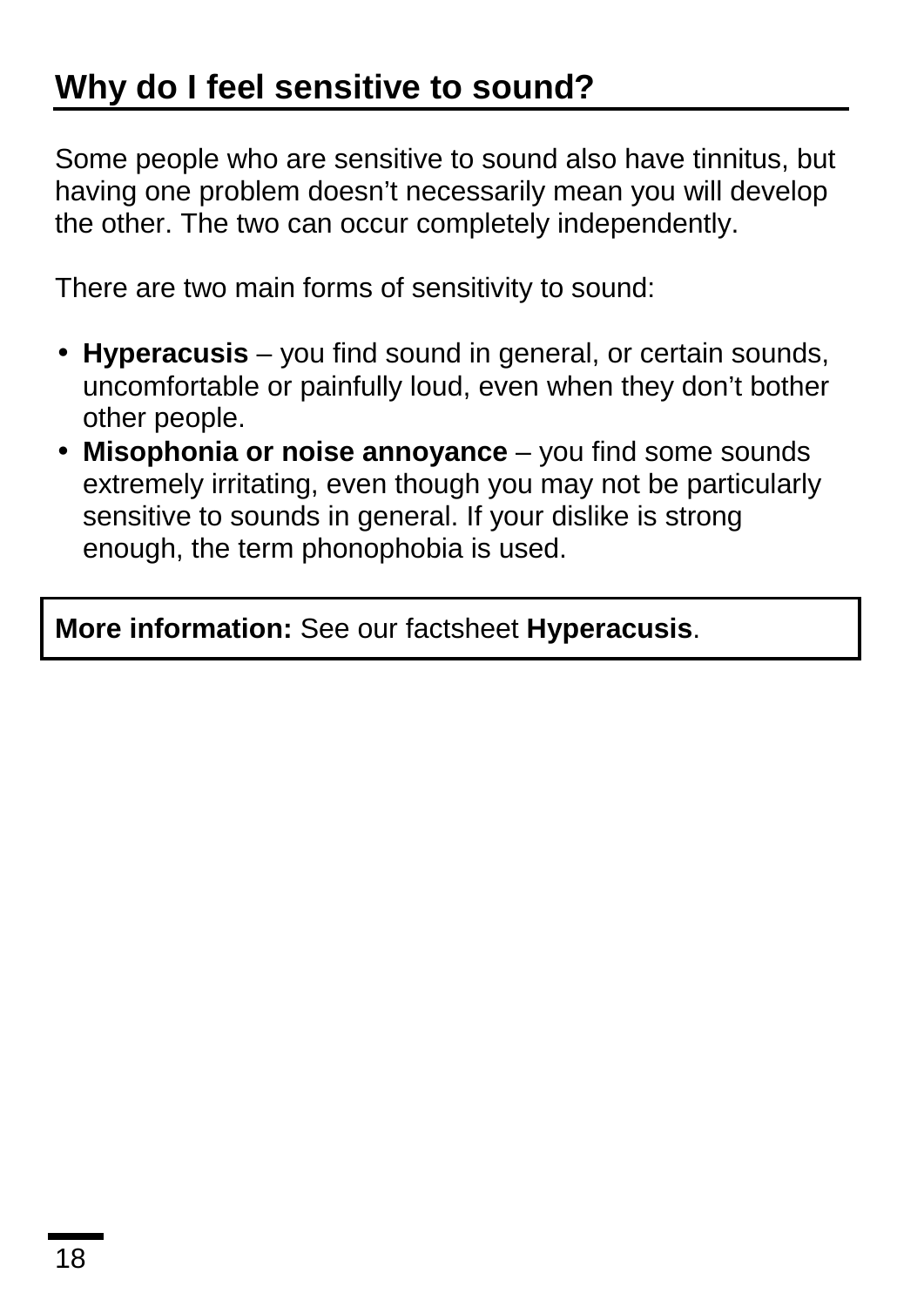## Why do I feel sensitive to sound?

Some people who are sensitive to sound also have tinnitus, but having one problem doesn't necessarily mean you will develop the other. The two can occur completely independently.

There are two main forms of sensitivity to sound:

- **Hyperacusis** – you find sound in general, or certain sounds, uncomfortable or painfully loud, even when they don't bother other people.
- **Misophonia or noise annoyance** – you find some sounds extremely irritating, even though you may not be particularly sensitive to sounds in general. If your dislike is strong enough, the term phonophobia is used.

**More information:** See our factsheet **Hyperacusis**.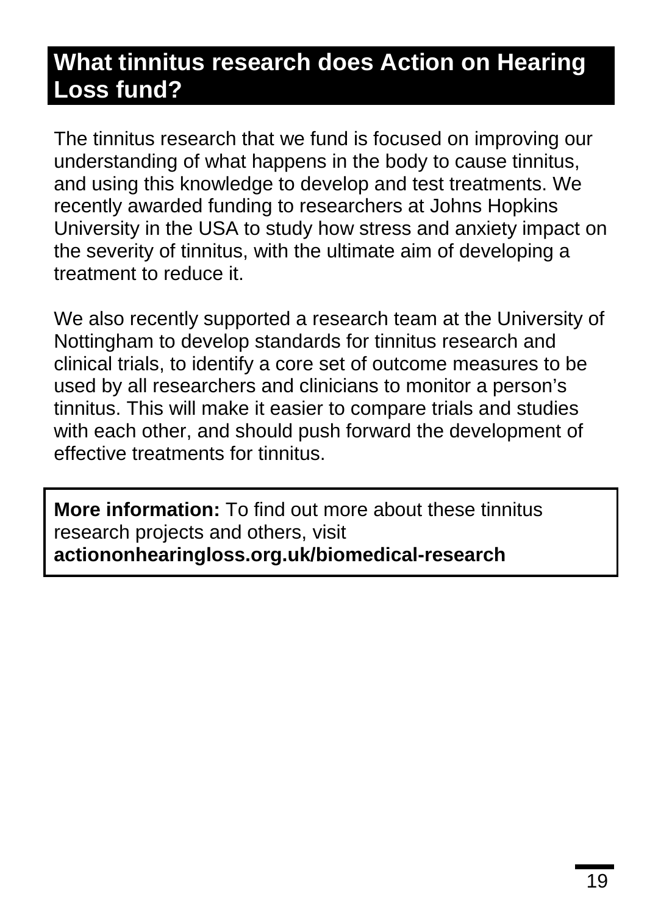## What tinnitus research does Action on Hearing Loss fund?

The tinnitus research that we fund is focused on improving our understanding of what happens in the body to cause tinnitus, and using this knowledge to develop and test treatments. We recently awarded funding to researchers at Johns Hopkins University in the USA to study how stress and anxiety impact on the severity of tinnitus, with the ultimate aim of developing a treatment to reduce it.

We also recently supported a research team at the University of Nottingham to develop standards for tinnitus research and clinical trials, to identify a core set of outcome measures to be used by all researchers and clinicians to monitor a person's tinnitus. This will make it easier to compare trials and studies with each other, and should push forward the development of effective treatments for tinnitus.

**More information:** To find out more about these tinnitus research projects and others, visit **actiononhearingloss.org.uk/biomedical-research**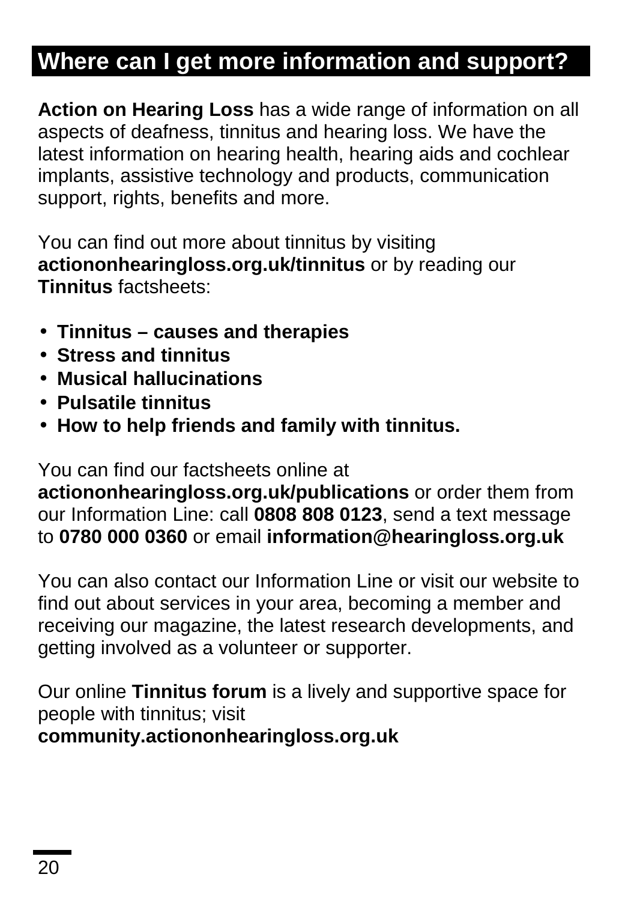## Where can I get more information and support?

**Action on Hearing Loss** has a wide range of information on all aspects of deafness, tinnitus and hearing loss. We have the latest information on hearing health, hearing aids and cochlear implants, assistive technology and products, communication support, rights, benefits and more.

You can find out more about tinnitus by visiting **actiononhearingloss.org.uk/tinnitus** or by reading our **Tinnitus** factsheets:

- **Tinnitus – causes and therapies**
- **Stress and tinnitus**
- **Musical hallucinations**
- **Pulsatile tinnitus**
- **How to help friends and family with tinnitus.**

You can find our factsheets online at **actiononhearingloss.org.uk/publications** or order them from our Information Line: call **0808 808 0123**, send a text message to **0780 000 0360** or email **information@hearingloss.org.uk**

You can also contact our Information Line or visit our website to find out about services in your area, becoming a member and receiving our magazine, the latest research developments, and getting involved as a volunteer or supporter.

Our online **Tinnitus forum** is a lively and supportive space for people with tinnitus; visit **community.actiononhearingloss.org.uk**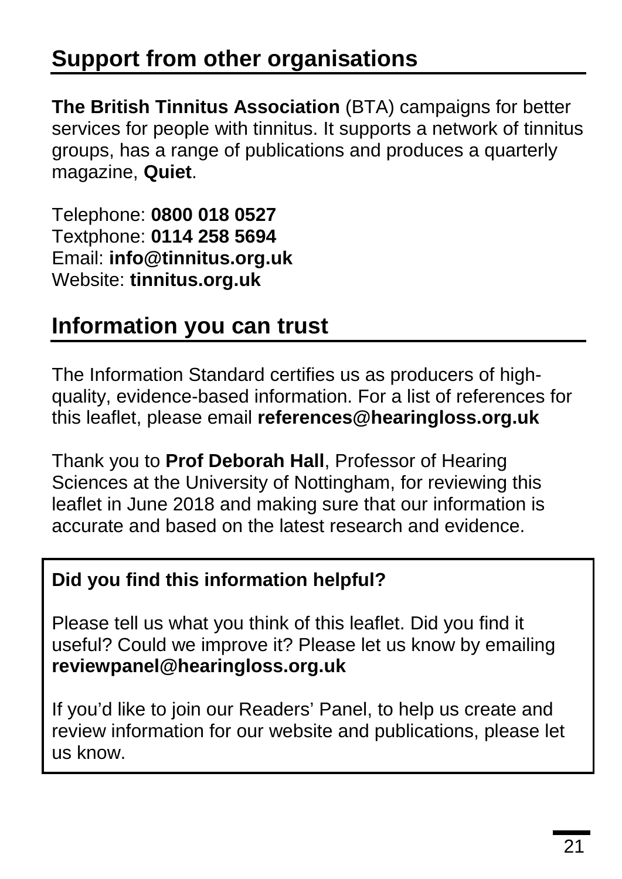## Support from other organisations

**The British Tinnitus Association** (BTA) campaigns for better services for people with tinnitus. It supports a network of tinnitus groups, has a range of publications and produces a quarterly magazine, **Quiet**.

Telephone: **0800 018 0527**
Textphone: **0114 258 5694**
Email: **info@tinnitus.org.uk**
Website: **tinnitus.org.uk**

## Information you can trust

The Information Standard certifies us as producers of high-quality, evidence-based information. For a list of references for this leaflet, please email **references@hearingloss.org.uk**

Thank you to **Prof Deborah Hall**, Professor of Hearing Sciences at the University of Nottingham, for reviewing this leaflet in June 2018 and making sure that our information is accurate and based on the latest research and evidence.

**Did you find this information helpful?**

Please tell us what you think of this leaflet. Did you find it useful? Could we improve it? Please let us know by emailing **reviewpanel@hearingloss.org.uk**

If you'd like to join our Readers' Panel, to help us create and review information for our website and publications, please let us know.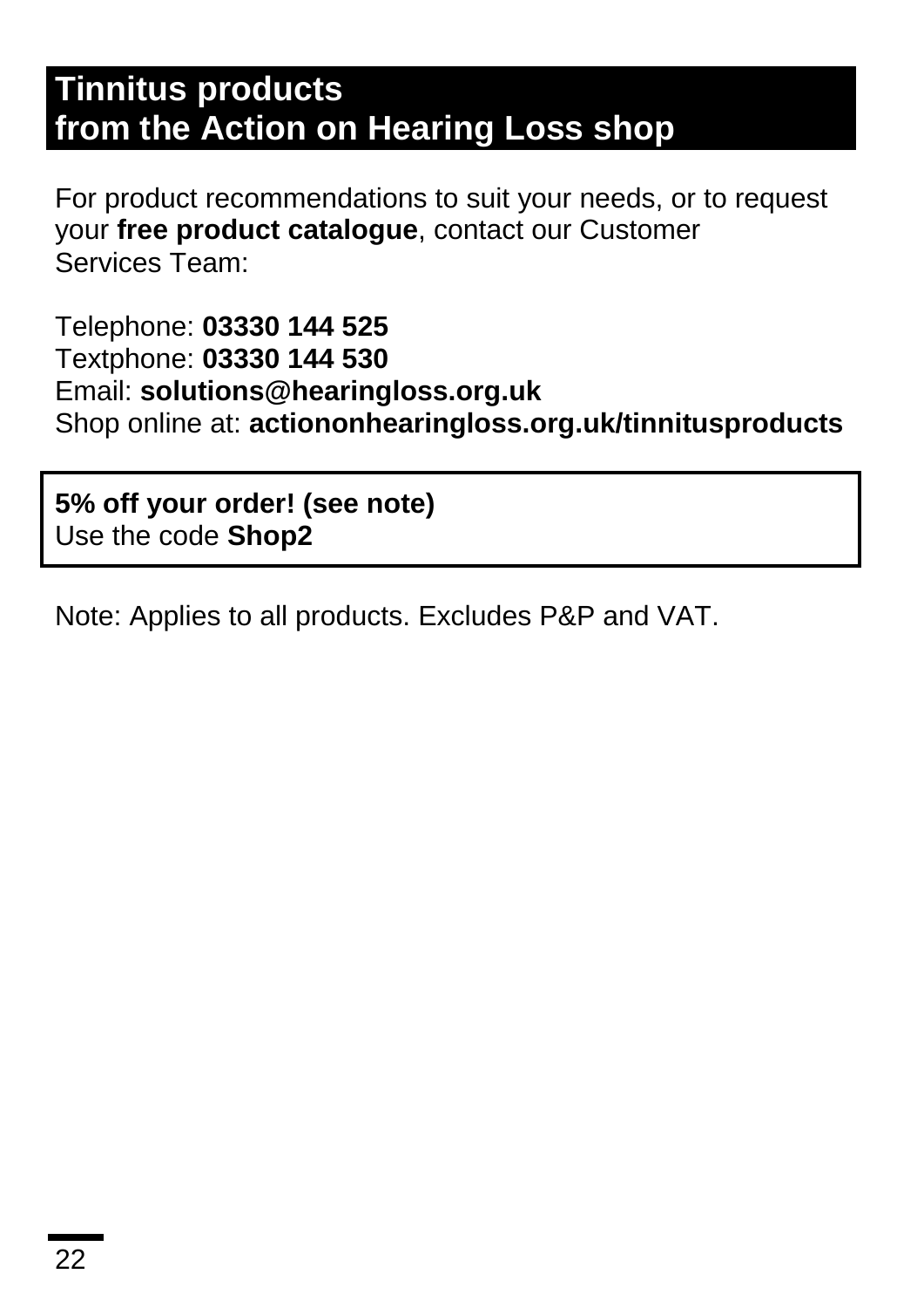## Tinnitus products from the Action on Hearing Loss shop

For product recommendations to suit your needs, or to request your **free product catalogue**, contact our Customer Services Team:

Telephone: **03330 144 525**
Textphone: **03330 144 530**
Email: **solutions@hearingloss.org.uk**
Shop online at: **actiononhearingloss.org.uk/tinnitusproducts**

**5% off your order! (see note)**
Use the code **Shop2**

Note: Applies to all products. Excludes P&P and VAT.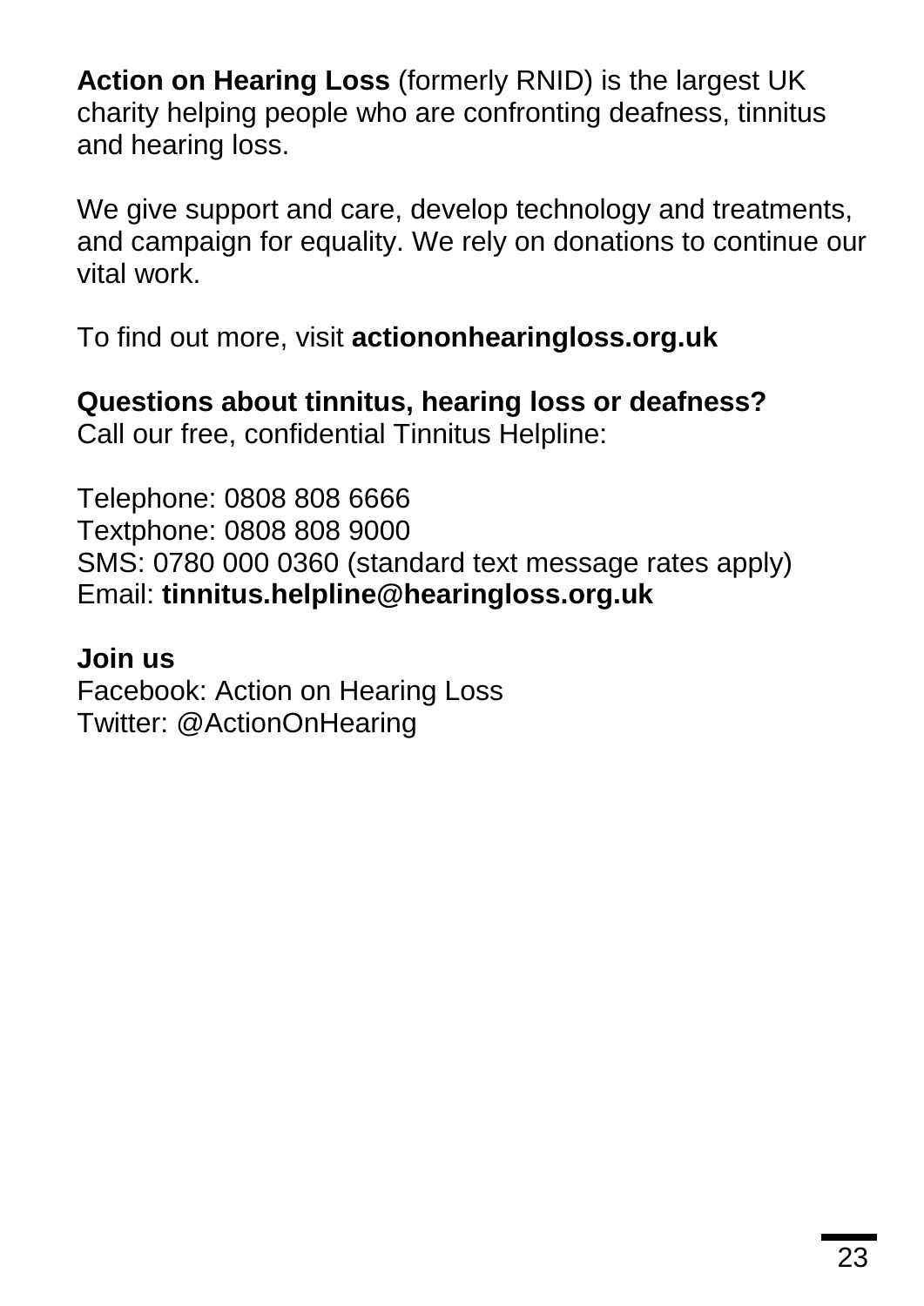**Action on Hearing Loss** (formerly RNID) is the largest UK charity helping people who are confronting deafness, tinnitus and hearing loss.

We give support and care, develop technology and treatments, and campaign for equality. We rely on donations to continue our vital work.

To find out more, visit **actiononhearingloss.org.uk**

**Questions about tinnitus, hearing loss or deafness?**
Call our free, confidential Tinnitus Helpline:

Telephone: 0808 808 6666
Textphone: 0808 808 9000
SMS: 0780 000 0360 (standard text message rates apply)
Email: **tinnitus.helpline@hearingloss.org.uk**

**Join us**
Facebook: Action on Hearing Loss
Twitter: @ActionOnHearing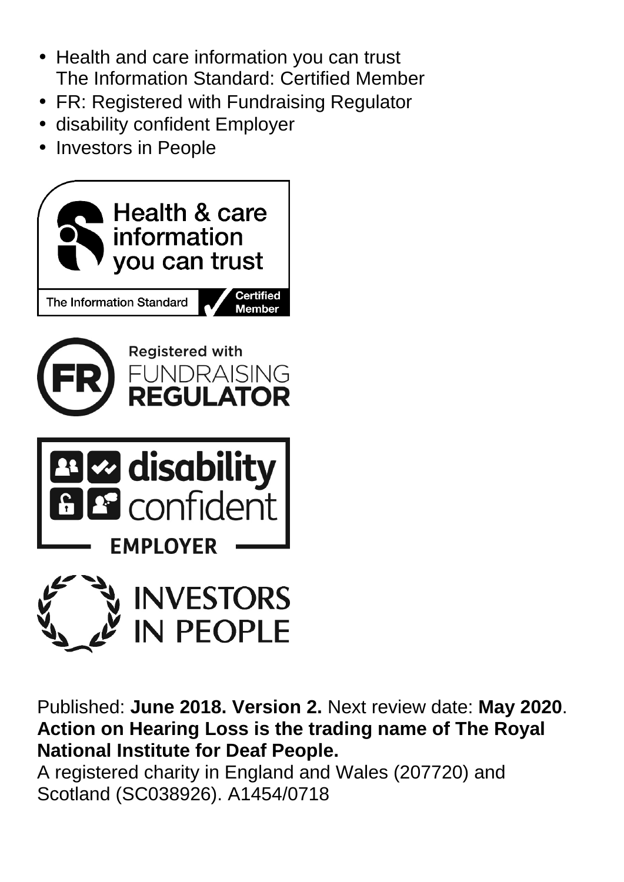- Health and care information you can trust
  The Information Standard: Certified Member
- FR: Registered with Fundraising Regulator
- disability confident Employer
- Investors in People

Published: **June 2018. Version 2.** Next review date: **May 2020**.
**Action on Hearing Loss is the trading name of The Royal National Institute for Deaf People.**
A registered charity in England and Wales (207720) and Scotland (SC038926). A1454/0718